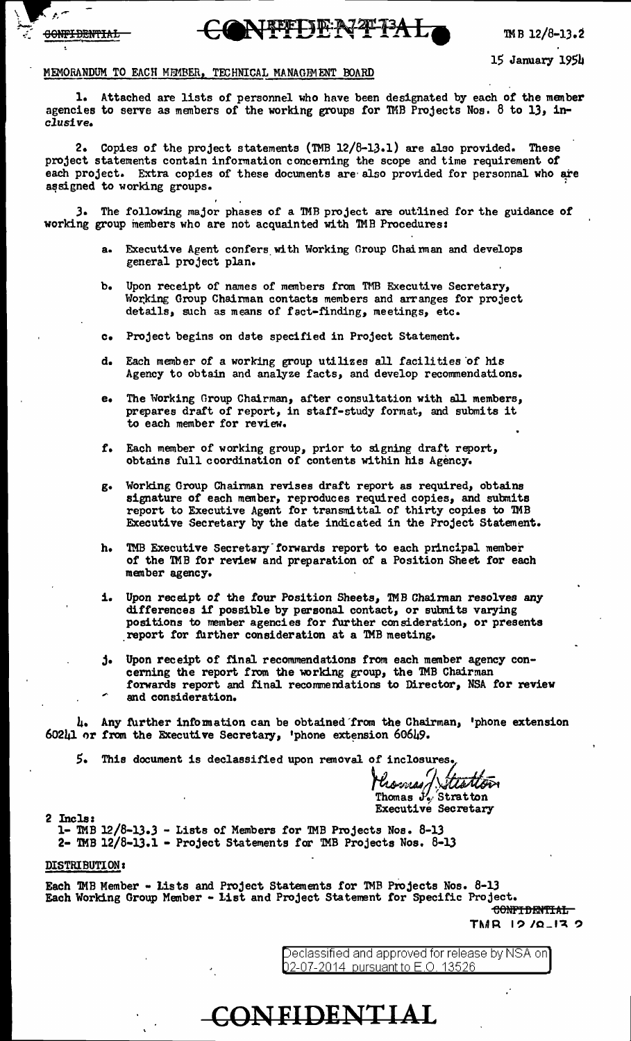TMB 12/8-13.2

15 January 1954

MEMORANDUM TO EACH MEMBER, TECHNICAL MANAGEMENT BOARD

1. Attached are lists of personnel who have been designated by each of the member agencies to serve as members of the working groups for TMB Projects Nos. 8 to 13, *inclusive*.

2. Copies of the project statements (TMB 12/8-13.1) are also provided. These project statements contain information concerning the scope and time requirement of each project. Extra copies of these documents are also provided for personnal who are assigned to working groups.

3. The following major phases of a TMB project are outlined for the guidance of working group members who are not acquainted with TMB Procedures:

a. Executive Agent confers with Working Group Chairman and develops general project plan.

b. Upon receipt of names of members from TMB Executive Secretary, Working Group Chairman contacts members and arranges for project details, such as means of fact-finding, meetings, etc.

c. Project begins on date specified in Project Statement.

d. Each member of a working group utilizes all facilities of his Agency to obtain and analyze facts, and develop recommendations.

e. The Working Group Chairman, after consultation with all members, prepares draft of report, in staff-study format, and submits it to each member for review.

f. Each member of working group, prior to signing draft report, obtains full coordination of contents within his Agency.

g. Working Group Chairman revises draft report as required, obtains signature of each member, reproduces required copies, and submits report to Executive Agent for transmittal of thirty copies to TMB Executive Secretary by the date indicated in the Project Statement.

h. TMB Executive Secretary forwards report to each principal member of the TMB for review and preparation of a Position Sheet for each member agency.

i. Upon receipt of the four Position Sheets, TMB Chairman resolves any differences if possible by personal contact, or submits varying positions to member agencies for further consideration, or presents report for further consideration at a TMB meeting.

j. Upon receipt of final recommendations from each member agency concerning the report from the working group, the TMB Chairman forwards report and final recommendations to Director, NSA for review and consideration.

4. Any further information can be obtained from the Chairman, 'phone extension 60241 or from the Executive Secretary, 'phone extension 60649.

5. This document is declassified upon removal of inclosures.

Thomas J. Stratton
Executive Secretary

2 Incls:
1- TMB 12/8-13.3 - Lists of Members for TMB Projects Nos. 8-13
2- TMB 12/8-13.1 - Project Statements for TMB Projects Nos. 8-13

DISTRIBUTION:

Each TMB Member - Lists and Project Statements for TMB Projects Nos. 8-13
Each Working Group Member - List and Project Statement for Specific Project.

Declassified and approved for release by NSA on 02-07-2014 pursuant to E.O. 13526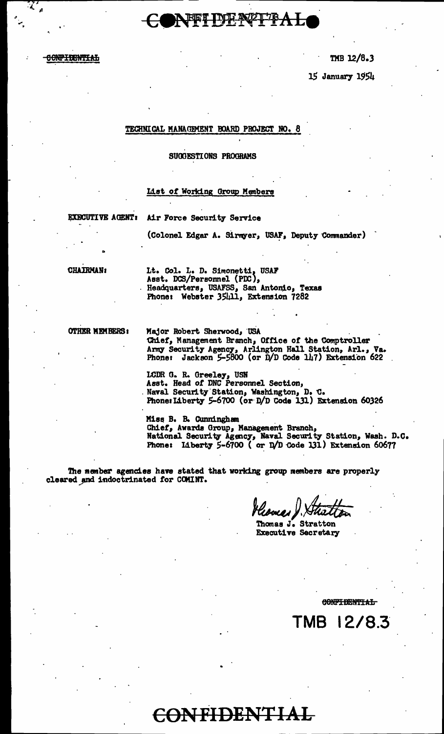CONFIDENTIAL

TMB 12/8.3

15 January 1954

## TECHNICAL MANAGEMENT BOARD PROJECT NO. 8

### SUGGESTIONS PROGRAMS

List of Working Group Members

**EXECUTIVE AGENT:** Air Force Security Service

(Colonel Edgar A. Sirmyer, USAF, Deputy Commander)

**CHAIRMAN:**

Lt. Col. L. D. Simonetti, USAF
Asst. DCS/Personnel (PDC),
Headquarters, USAFSS, San Antonio, Texas
Phone: Webster 35411, Extension 7282

**OTHER MEMBERS:**

Major Robert Sherwood, USA
Chief, Management Branch, Office of the Comptroller
Army Security Agency, Arlington Hall Station, Arl., Va.
Phone: Jackson 5-5800 (or D/D Code 147) Extension 622

LCDR G. R. Greeley, USN
Asst. Head of DNC Personnel Section,
Naval Security Station, Washington, D. C.
Phone: Liberty 5-6700 (or D/D Code 131) Extension 60326

Miss B. B. Cunningham
Chief, Awards Group, Management Branch,
National Security Agency, Naval Security Station, Wash. D.C.
Phone: Liberty 5-6700 ( or D/D Code 131) Extension 60677

The member agencies have stated that working group members are properly cleared and indoctrinated for COMINT.

Thomas J. Stratton
Executive Secretary

CONFIDENTIAL

TMB 12/8.3

CONFIDENTIAL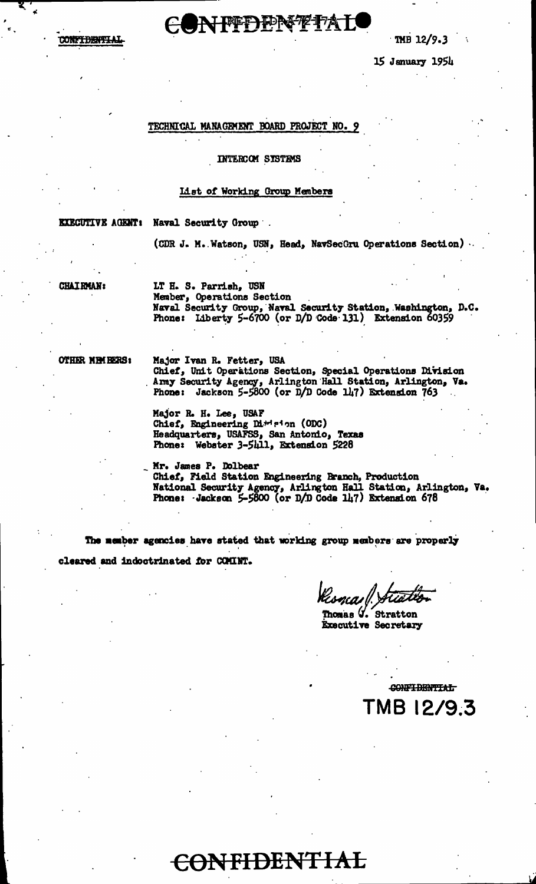CONFIDENTIAL

TMB 12/9.3

15 January 1954

TECHNICAL MANAGEMENT BOARD PROJECT NO. 9

INTERCOM SYSTEMS

List of Working Group Members

**EXECUTIVE AGENT:** Naval Security Group

(CDR J. M. Watson, USN, Head, NavSecGru Operations Section)

**CHAIRMAN:**
LT H. S. Parrish, USN
Member, Operations Section
Naval Security Group, Naval Security Station, Washington, D.C.
Phone: Liberty 5-6700 (or D/D Code 131) Extension 60359

**OTHER MEMBERS:**

Major Ivan R. Fetter, USA
Chief, Unit Operations Section, Special Operations Division
Army Security Agency, Arlington Hall Station, Arlington, Va.
Phone: Jackson 5-5800 (or D/D Code 147) Extension 763

Major R. H. Lee, USAF
Chief, Engineering Division (ODC)
Headquarters, USAFSS, San Antonio, Texas
Phone: Webster 3-5411, Extension 5228

Mr. James P. Dolbear
Chief, Field Station Engineering Branch, Production
National Security Agency, Arlington Hall Station, Arlington, Va.
Phone: Jackson 5-5800 (or D/D Code 147) Extension 678

The member agencies have stated that working group members are properly cleared and indoctrinated for COMINT.

Thomas J. Stratton
Executive Secretary

CONFIDENTIAL

TMB 12/9.3

CONFIDENTIAL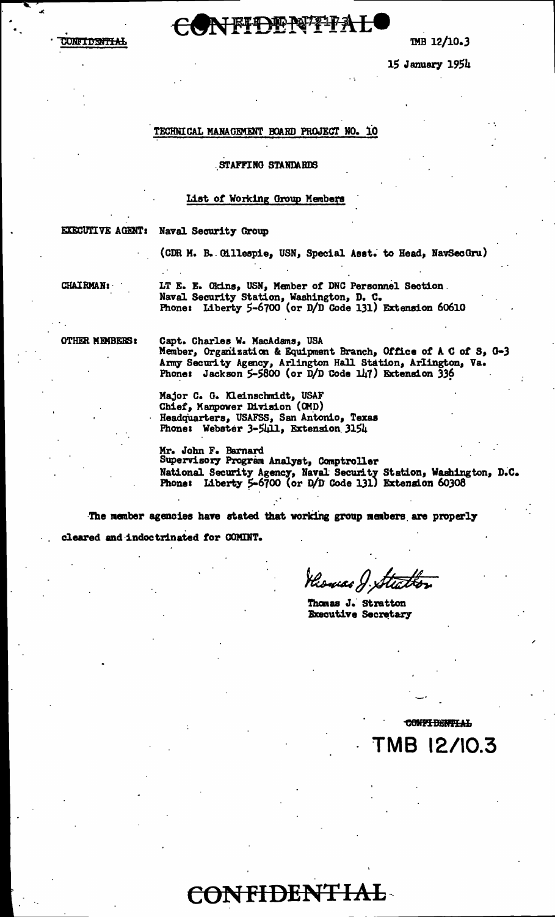CONFIDENTIAL

TMB 12/10.3

15 January 1954

TECHNICAL MANAGEMENT BOARD PROJECT NO. 10

STAFFING STANDARDS

List of Working Group Members

EXECUTIVE AGENT: Naval Security Group

(CDR M. B. Gillespie, USN, Special Asst. to Head, NavSecGru)

CHAIRMAN: LT E. E. Okins, USN, Member of DNC Personnel Section
Naval Security Station, Washington, D. C.
Phone: Liberty 5-6700 (or D/D Code 131) Extension 60610

OTHER MEMBERS: Capt. Charles W. MacAdams, USA
Member, Organization & Equipment Branch, Office of A C of S, G-3
Army Security Agency, Arlington Hall Station, Arlington, Va.
Phone: Jackson 5-5800 (or D/D Code 147) Extension 336

Major C. G. Kleinschmidt, USAF
Chief, Manpower Division (OMD)
Headquarters, USAFSS, San Antonio, Texas
Phone: Webster 3-5411, Extension 3154

Mr. John F. Barnard
Supervisory Program Analyst, Comptroller
National Security Agency, Naval Security Station, Washington, D.C.
Phone: Liberty 5-6700 (or D/D Code 131) Extension 60308

The member agencies have stated that working group members are properly cleared and indoctrinated for COMINT.

Thomas J. Stratton
Executive Secretary

CONFIDENTIAL

TMB 12/10.3

CONFIDENTIAL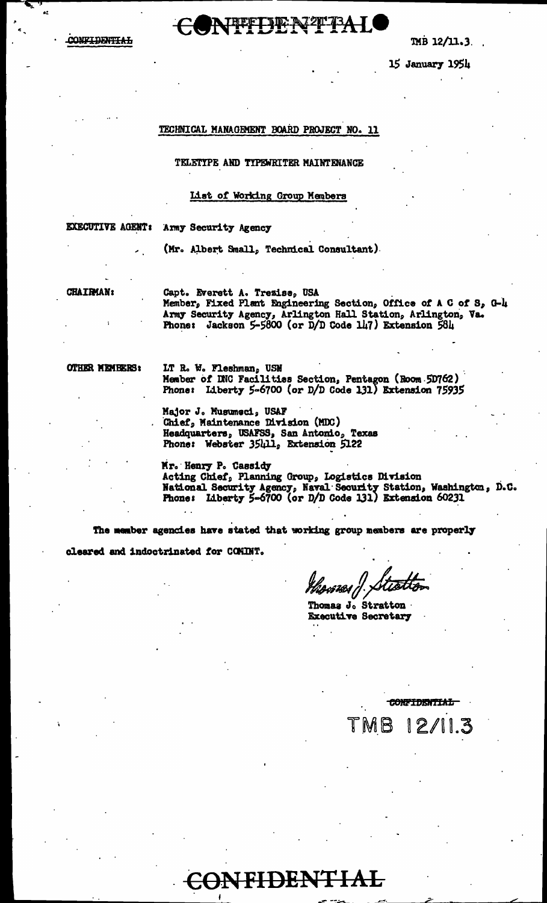TMB 12/11.3

15 January 1954

## TECHNICAL MANAGEMENT BOARD PROJECT NO. 11

### TELETYPE AND TYPEWRITER MAINTENANCE

#### List of Working Group Members

**EXECUTIVE AGENT:** Army Security Agency

(Mr. Albert Small, Technical Consultant)

**CHAIRMAN:**

Capt. Everett A. Trezise, USA
Member, Fixed Plant Engineering Section, Office of A C of S, G-4
Army Security Agency, Arlington Hall Station, Arlington, Va.
Phone: Jackson 5-5800 (or D/D Code 147) Extension 584

**OTHER MEMBERS:**

LT R. W. Fleshman, USN
Member of DNC Facilities Section, Pentagon (Room 5D762)
Phone: Liberty 5-6700 (or D/D Code 131) Extension 75935

Major J. Musumeci, USAF
Chief, Maintenance Division (MDC)
Headquarters, USAFSS, San Antonio, Texas
Phone: Webster 35411, Extension 5122

Mr. Henry P. Cassidy
Acting Chief, Planning Group, Logistics Division
National Security Agency, Naval Security Station, Washington, D.C.
Phone: Liberty 5-6700 (or D/D Code 131) Extension 60231

The member agencies have stated that working group members are properly cleared and indoctrinated for COMINT.

Thomas J. Stratton
Executive Secretary

TMB 12/11.3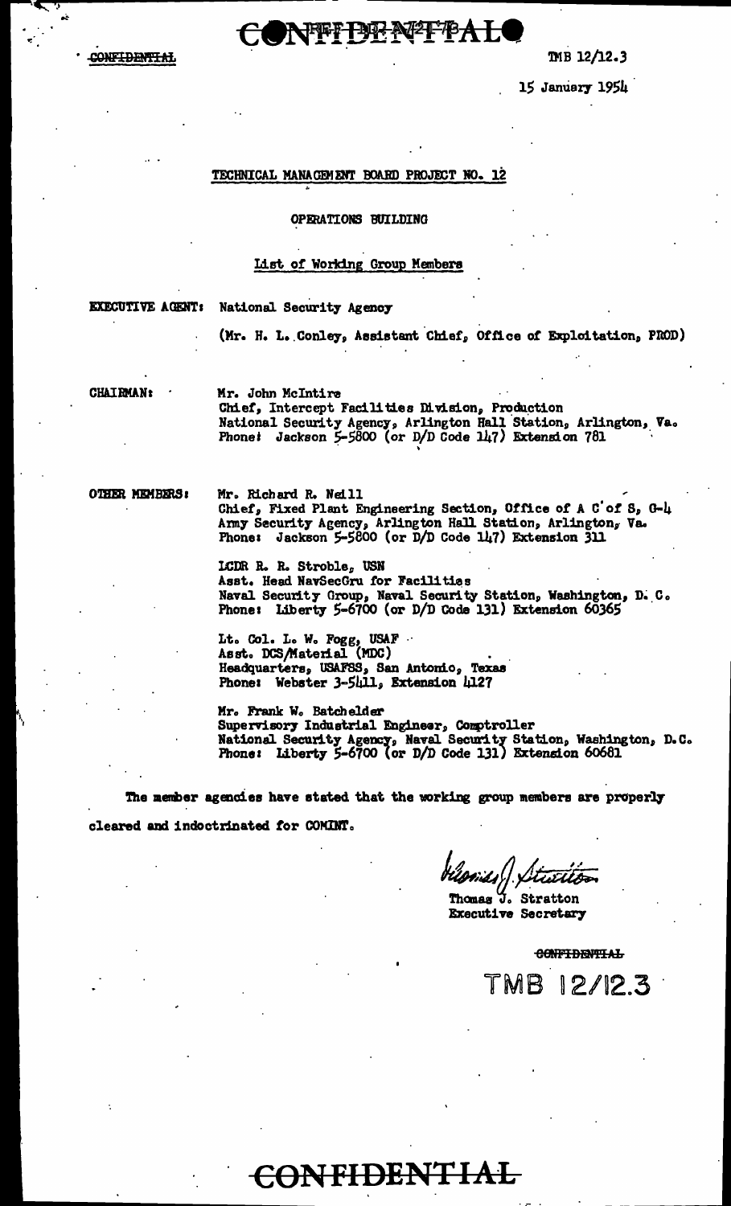CONFIDENTIAL

TMB 12/12.3

15 January 1954

TECHNICAL MANAGEMENT BOARD PROJECT NO. 12

OPERATIONS BUILDING

List of Working Group Members

EXECUTIVE AGENT: National Security Agency

(Mr. H. L. Conley, Assistant Chief, Office of Exploitation, PROD)

CHAIRMAN: Mr. John McIntire
Chief, Intercept Facilities Division, Production
National Security Agency, Arlington Hall Station, Arlington, Va.
Phone: Jackson 5-5800 (or D/D Code 147) Extension 781

OTHER MEMBERS: Mr. Richard R. Neill
Chief, Fixed Plant Engineering Section, Office of A C of S, G-4
Army Security Agency, Arlington Hall Station, Arlington, Va.
Phone: Jackson 5-5800 (or D/D Code 147) Extension 311

LCDR R. R. Stroble, USN
Asst. Head NavSecGru for Facilities
Naval Security Group, Naval Security Station, Washington, D. C.
Phone: Liberty 5-6700 (or D/D Code 131) Extension 60365

Lt. Col. L. W. Fogg, USAF
Asst. DCS/Material (MDC)
Headquarters, USAFSS, San Antonio, Texas
Phone: Webster 3-5411, Extension 4127

Mr. Frank W. Batchelder
Supervisory Industrial Engineer, Comptroller
National Security Agency, Naval Security Station, Washington, D.C.
Phone: Liberty 5-6700 (or D/D Code 131) Extension 60681

The member agencies have stated that the working group members are properly cleared and indoctrinated for COMINT.

Thomas J. Stratton
Executive Secretary

CONFIDENTIAL

TMB 12/12.3

CONFIDENTIAL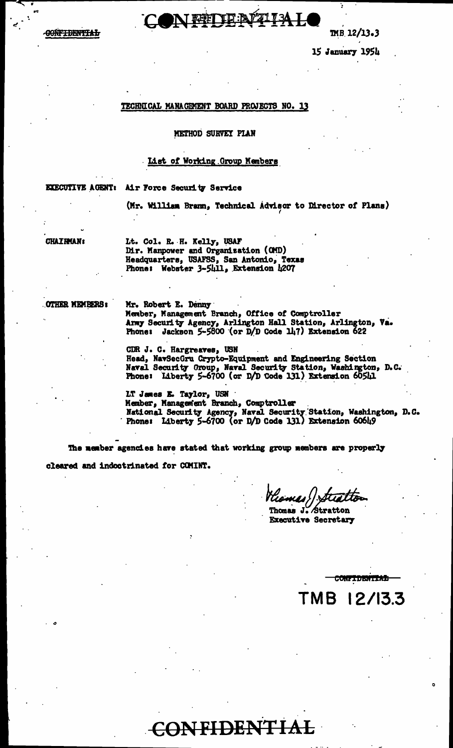CONFIDENTIAL

TMB 12/13.3

15 January 1954

TECHNICAL MANAGEMENT BOARD PROJECTS NO. 13

METHOD SURVEY PLAN

List of Working Group Members

EXECUTIVE AGENT: Air Force Security Service

(Mr. William Brann, Technical Advisor to Director of Plans)

CHAIRMAN: Lt. Col. R. H. Kelly, USAF
Dir. Manpower and Organization (OMD)
Headquarters, USAFSS, San Antonio, Texas
Phone: Webster 3-5411, Extension 4207

OTHER MEMBERS: Mr. Robert E. Denny
Member, Management Branch, Office of Comptroller
Army Security Agency, Arlington Hall Station, Arlington, Va.
Phone: Jackson 5-5800 (or D/D Code 147) Extension 622

CDR J. C. Hargreaves, USN
Head, NavSecGru Crypto-Equipment and Engineering Section
Naval Security Group, Naval Security Station, Washington, D.C.
Phone: Liberty 5-6700 (or D/D Code 131) Extension 60541

LT James E. Taylor, USN
Member, Management Branch, Comptroller
National Security Agency, Naval Security Station, Washington, D.C.
Phone: Liberty 5-6700 (or D/D Code 131) Extension 60649

The member agencies have stated that working group members are properly cleared and indoctrinated for COMINT.

Thomas J. Stratton
Executive Secretary

CONFIDENTIAL

TMB 12/13.3

CONFIDENTIAL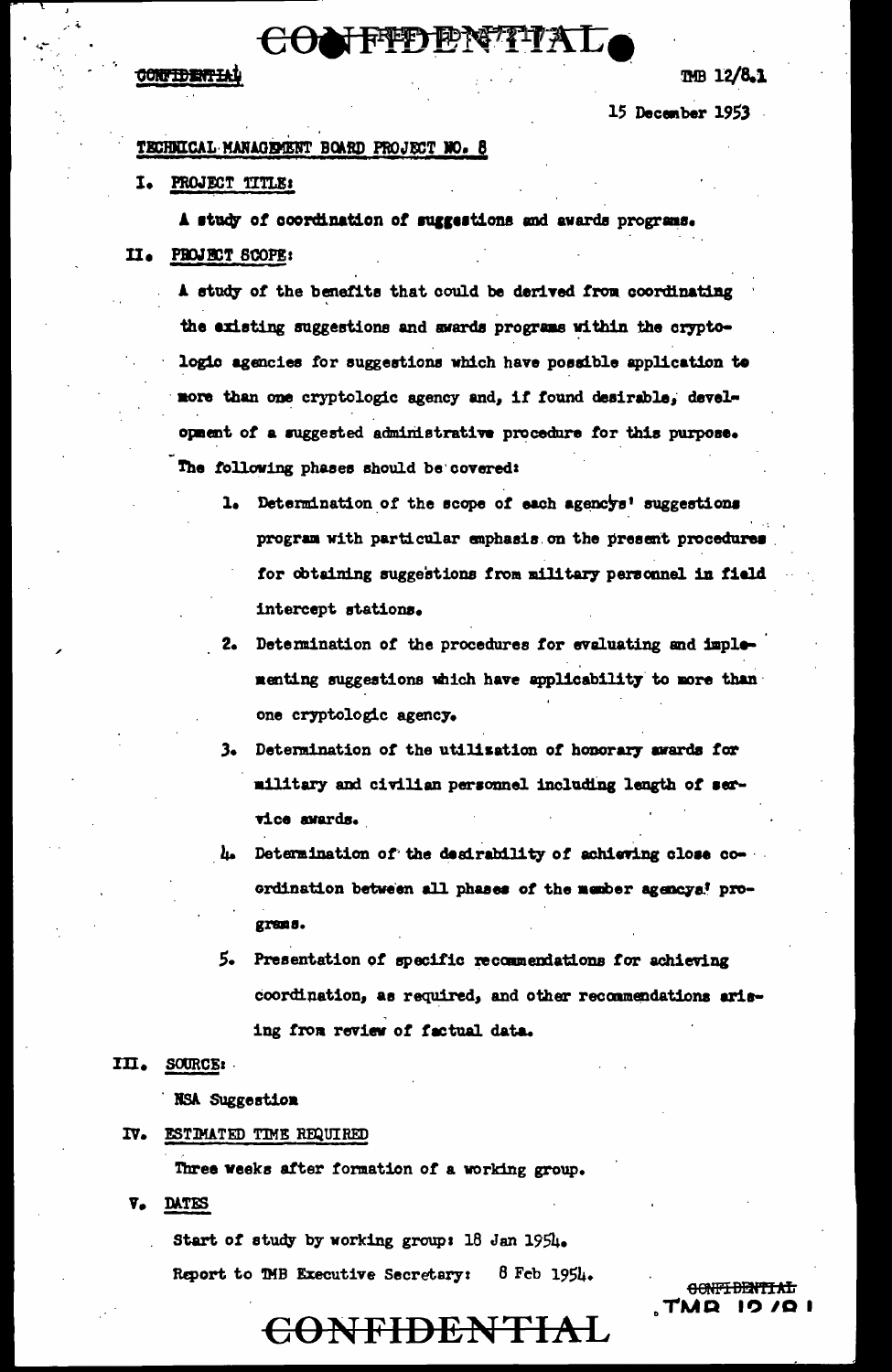CONFIDENTIAL

TMB 12/8.1

15 December 1953

TECHNICAL MANAGEMENT BOARD PROJECT NO. 8

I. PROJECT TITLE:

A study of coordination of suggestions and awards programs.

II. PROJECT SCOPE:

A study of the benefits that could be derived from coordinating the existing suggestions and awards programs within the cryptologic agencies for suggestions which have possible application to more than one cryptologic agency and, if found desirable, development of a suggested administrative procedure for this purpose. The following phases should be covered:

1. Determination of the scope of each agencys' suggestions program with particular emphasis on the present procedures for obtaining suggestions from military personnel in field intercept stations.
2. Determination of the procedures for evaluating and implementing suggestions which have applicability to more than one cryptologic agency.
3. Determination of the utilization of honorary awards for military and civilian personnel including length of service awards.
4. Determination of the desirability of achieving close coordination between all phases of the member agencys' programs.
5. Presentation of specific recommendations for achieving coordination, as required, and other recommendations arising from review of factual data.

III. SOURCE:

NSA Suggestion

IV. ESTIMATED TIME REQUIRED

Three weeks after formation of a working group.

V. DATES

Start of study by working group: 18 Jan 1954.

Report to TMB Executive Secretary: 8 Feb 1954.

CONFIDENTIAL

TMB 12/8.1

CONFIDENTIAL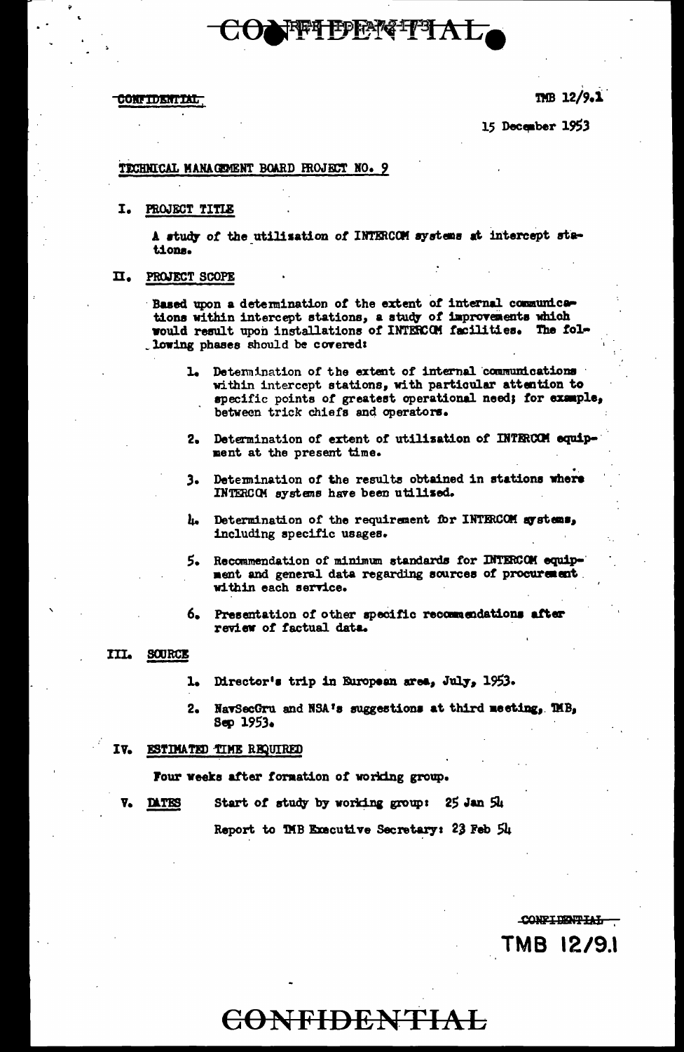CONFIDENTIAL

TMB 12/9.1

15 December 1953

TECHNICAL MANAGEMENT BOARD PROJECT NO. 9

I. PROJECT TITLE

A study of the utilization of INTERCOM systems at intercept stations.

II. PROJECT SCOPE

Based upon a determination of the extent of internal communications within intercept stations, a study of improvements which would result upon installations of INTERCOM facilities. The following phases should be covered:

1. Determination of the extent of internal communications within intercept stations, with particular attention to specific points of greatest operational need; for example, between trick chiefs and operators.

2. Determination of extent of utilization of INTERCOM equipment at the present time.

3. Determination of the results obtained in stations where INTERCOM systems have been utilized.

4. Determination of the requirement for INTERCOM systems, including specific usages.

5. Recommendation of minimum standards for INTERCOM equipment and general data regarding sources of procurement within each service.

6. Presentation of other specific recommendations after review of factual data.

III. SOURCE

1. Director's trip in European area, July, 1953.

2. NavSecGru and NSA's suggestions at third meeting, TMB, Sep 1953.

IV. ESTIMATED TIME REQUIRED

Four weeks after formation of working group.

V. DATES Start of study by working group: 25 Jan 54

Report to TMB Executive Secretary: 23 Feb 54

CONFIDENTIAL

TMB 12/9.1

CONFIDENTIAL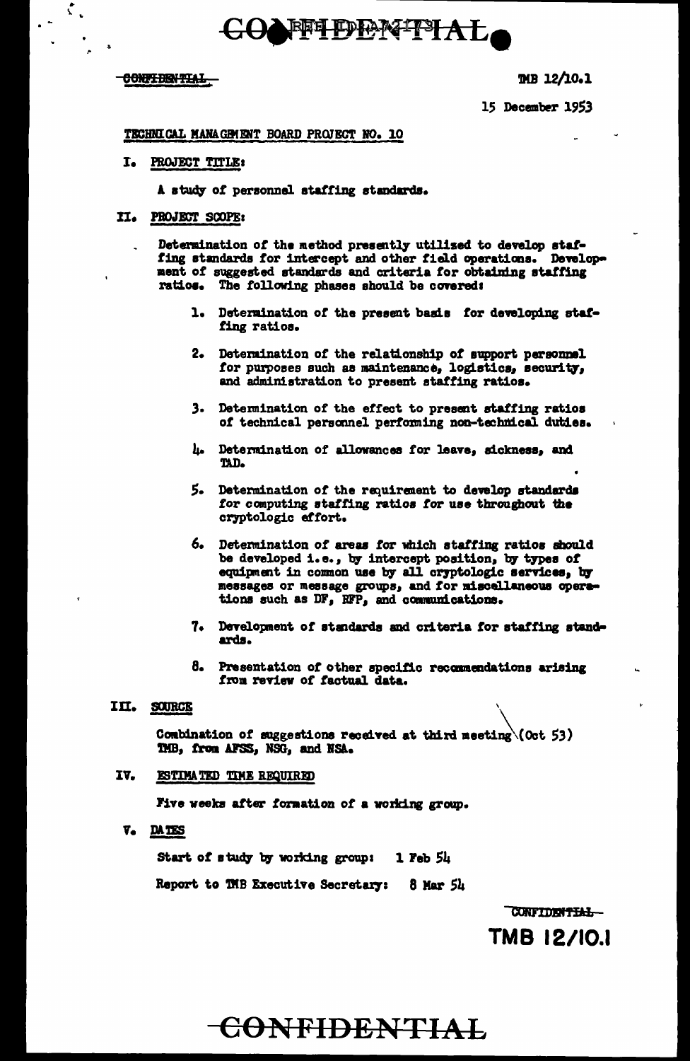CONFIDENTIAL

TMB 12/10.1

15 December 1953

TECHNICAL MANAGEMENT BOARD PROJECT NO. 10

I. PROJECT TITLE:

A study of personnel staffing standards.

II. PROJECT SCOPE:

Determination of the method presently utilized to develop staffing standards for intercept and other field operations. Development of suggested standards and criteria for obtaining staffing ratios. The following phases should be covered:

1. Determination of the present basis for developing staffing ratios.

2. Determination of the relationship of support personnel for purposes such as maintenance, logistics, security, and administration to present staffing ratios.

3. Determination of the effect to present staffing ratios of technical personnel performing non-technical duties.

4. Determination of allowances for leave, sickness, and TAD.

5. Determination of the requirement to develop standards for computing staffing ratios for use throughout the cryptologic effort.

6. Determination of areas for which staffing ratios should be developed i.e., by intercept position, by types of equipment in common use by all cryptologic services, by messages or message groups, and for miscellaneous operations such as DF, RFP, and communications.

7. Development of standards and criteria for staffing standards.

8. Presentation of other specific recommendations arising from review of factual data.

III. SOURCE

Combination of suggestions received at third meeting (Oct 53) TMB, from AFSS, NSG, and NSA.

IV. ESTIMATED TIME REQUIRED

Five weeks after formation of a working group.

V. DATES

Start of study by working group: 1 Feb 54

Report to TMB Executive Secretary: 8 Mar 54

CONFIDENTIAL

TMB 12/10.1

CONFIDENTIAL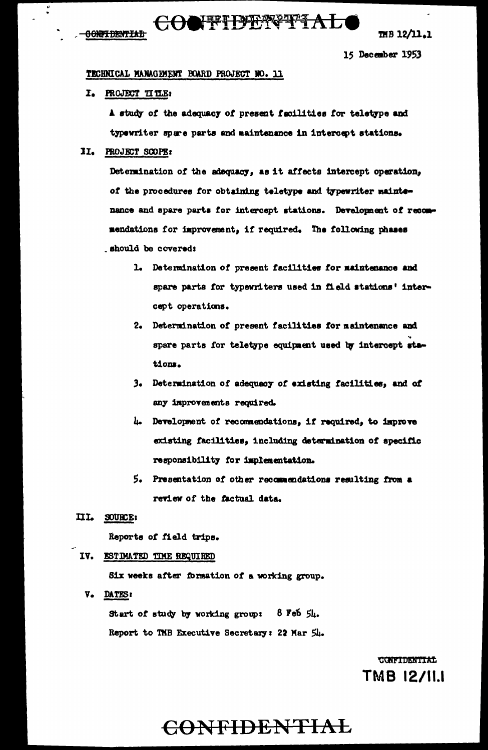CONFIDENTIAL

TMB 12/11.1

15 December 1953

TECHNICAL MANAGEMENT BOARD PROJECT NO. 11

I. PROJECT TITLE:

A study of the adequacy of present facilities for teletype and typewriter spare parts and maintenance in intercept stations.

II. PROJECT SCOPE:

Determination of the adequacy, as it affects intercept operation, of the procedures for obtaining teletype and typewriter maintenance and spare parts for intercept stations. Development of recommendations for improvement, if required. The following phases should be covered:

1. Determination of present facilities for maintenance and spare parts for typewriters used in field stations' intercept operations.

2. Determination of present facilities for maintenance and spare parts for teletype equipment used by intercept stations.

3. Determination of adequacy of existing facilities, and of any improvements required.

4. Development of recommendations, if required, to improve existing facilities, including determination of specific responsibility for implementation.

5. Presentation of other recommendations resulting from a review of the factual data.

III. SOURCE:

Reports of field trips.

IV. ESTIMATED TIME REQUIRED

Six weeks after formation of a working group.

V. DATES:

Start of study by working group: 8 Feb 54.

Report to TMB Executive Secretary: 22 Mar 54.

CONFIDENTIAL

TMB 12/11.1

CONFIDENTIAL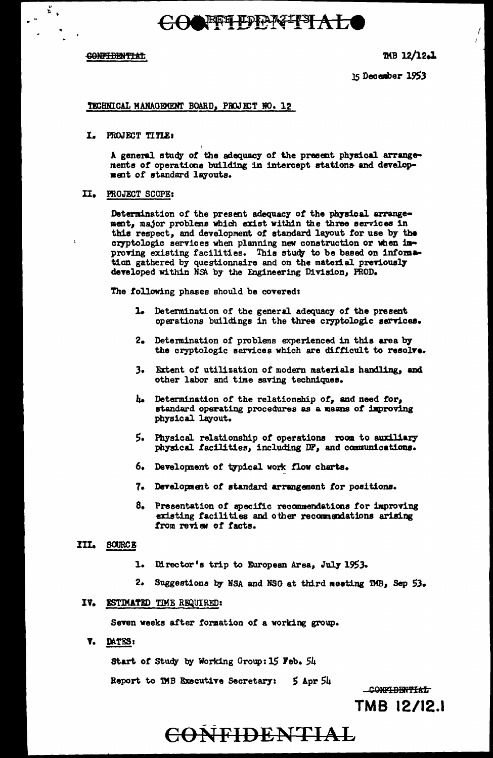CONFIDENTIAL

TMB 12/12.1

15 December 1953

TECHNICAL MANAGEMENT BOARD, PROJECT NO. 12

I. PROJECT TITLE:

A general study of the adequacy of the present physical arrangements of operations building in intercept stations and development of standard layouts.

II. PROJECT SCOPE:

Determination of the present adequacy of the physical arrangement, major problems which exist within the three services in this respect, and development of standard layout for use by the cryptologic services when planning new construction or when improving existing facilities. This study to be based on information gathered by questionnaire and on the material previously developed within NSA by the Engineering Division, PROD.

The following phases should be covered:

1. Determination of the general adequacy of the present operations buildings in the three cryptologic services.
2. Determination of problems experienced in this area by the cryptologic services which are difficult to resolve.
3. Extent of utilization of modern materials handling, and other labor and time saving techniques.
4. Determination of the relationship of, and need for, standard operating procedures as a means of improving physical layout.
5. Physical relationship of operations room to auxiliary physical facilities, including DF, and communications.
6. Development of typical work flow charts.
7. Development of standard arrangement for positions.
8. Presentation of specific recommendations for improving existing facilities and other recommendations arising from review of facts.

III. SOURCE

1. Director's trip to European Area, July 1953.
2. Suggestions by NSA and NSG at third meeting TMB, Sep 53.

IV. ESTIMATED TIME REQUIRED:

Seven weeks after formation of a working group.

V. DATES:

Start of Study by Working Group: 15 Feb. 54

Report to TMB Executive Secretary: 5 Apr 54

CONFIDENTIAL

TMB 12/12.1

CONFIDENTIAL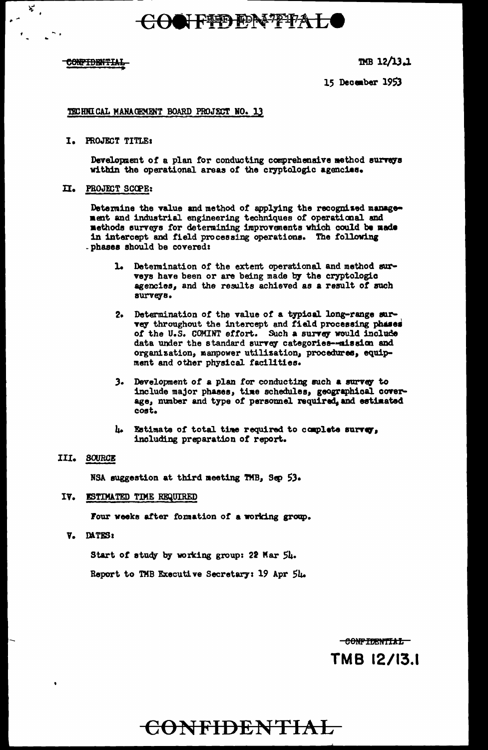CONFIDENTIAL

TMB 12/13.1

15 December 1953

TECHNICAL MANAGEMENT BOARD PROJECT NO. 13

I. PROJECT TITLE:

Development of a plan for conducting comprehensive method surveys within the operational areas of the cryptologic agencies.

II. PROJECT SCOPE:

Determine the value and method of applying the recognized management and industrial engineering techniques of operational and methods surveys for determining improvements which could be made in intercept and field processing operations. The following phases should be covered:

1. Determination of the extent operational and method surveys have been or are being made by the cryptologic agencies, and the results achieved as a result of such surveys.

2. Determination of the value of a typical long-range survey throughout the intercept and field processing phases of the U.S. COMINT effort. Such a survey would include data under the standard survey categories--mission and organization, manpower utilization, procedures, equipment and other physical facilities.

3. Development of a plan for conducting such a survey to include major phases, time schedules, geographical coverage, number and type of personnel required, and estimated cost.

4. Estimate of total time required to complete survey, including preparation of report.

III. SOURCE

NSA suggestion at third meeting TMB, Sep 53.

IV. ESTIMATED TIME REQUIRED

Four weeks after formation of a working group.

V. DATES:

Start of study by working group: 22 Mar 54.

Report to TMB Executive Secretary: 19 Apr 54.

CONFIDENTIAL

TMB 12/13.1

CONFIDENTIAL